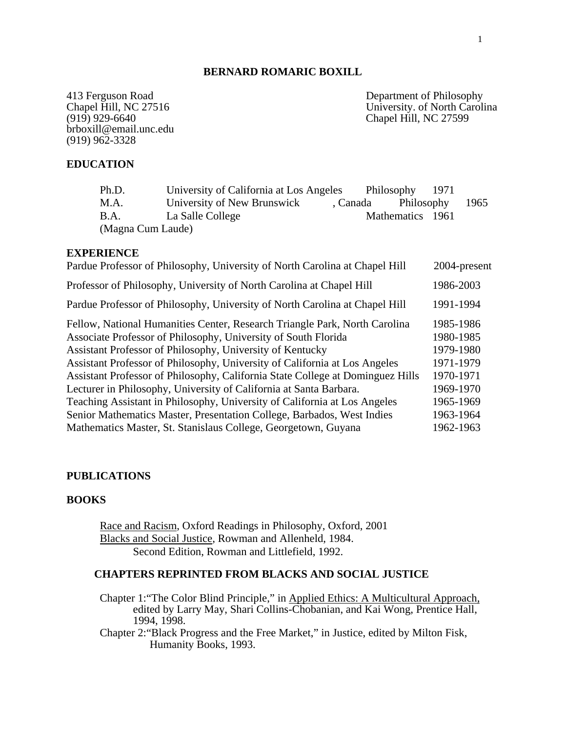# BERNARD ROMARIC BOXILL

413 Ferguson Road
Chapel Hill, NC 27516
(919) 929-6640
brboxill@email.unc.edu
(919) 962-3328

Department of Philosophy
University. of North Carolina
Chapel Hill, NC 27599

## EDUCATION

| | | | |
|---|---|---|---|
| Ph.D. | University of California at Los Angeles | Philosophy | 1971 |
| M.A. | University of New Brunswick, Canada | Philosophy | 1965 |
| B.A. (Magna Cum Laude) | La Salle College | Mathematics | 1961 |

## EXPERIENCE

| | |
|---|---|
| Pardue Professor of Philosophy, University of North Carolina at Chapel Hill | 2004-present |
| Professor of Philosophy, University of North Carolina at Chapel Hill | 1986-2003 |
| Pardue Professor of Philosophy, University of North Carolina at Chapel Hill | 1991-1994 |
| Fellow, National Humanities Center, Research Triangle Park, North Carolina | 1985-1986 |
| Associate Professor of Philosophy, University of South Florida | 1980-1985 |
| Assistant Professor of Philosophy, University of Kentucky | 1979-1980 |
| Assistant Professor of Philosophy, University of California at Los Angeles | 1971-1979 |
| Assistant Professor of Philosophy, California State College at Dominguez Hills | 1970-1971 |
| Lecturer in Philosophy, University of California at Santa Barbara. | 1969-1970 |
| Teaching Assistant in Philosophy, University of California at Los Angeles | 1965-1969 |
| Senior Mathematics Master, Presentation College, Barbados, West Indies | 1963-1964 |
| Mathematics Master, St. Stanislaus College, Georgetown, Guyana | 1962-1963 |

## PUBLICATIONS

## BOOKS

Race and Racism, Oxford Readings in Philosophy, Oxford, 2001
Blacks and Social Justice, Rowman and Allenheld, 1984.
Second Edition, Rowman and Littlefield, 1992.

## CHAPTERS REPRINTED FROM BLACKS AND SOCIAL JUSTICE

Chapter 1:"The Color Blind Principle," in Applied Ethics: A Multicultural Approach, edited by Larry May, Shari Collins-Chobanian, and Kai Wong, Prentice Hall, 1994, 1998.

Chapter 2:"Black Progress and the Free Market," in Justice, edited by Milton Fisk, Humanity Books, 1993.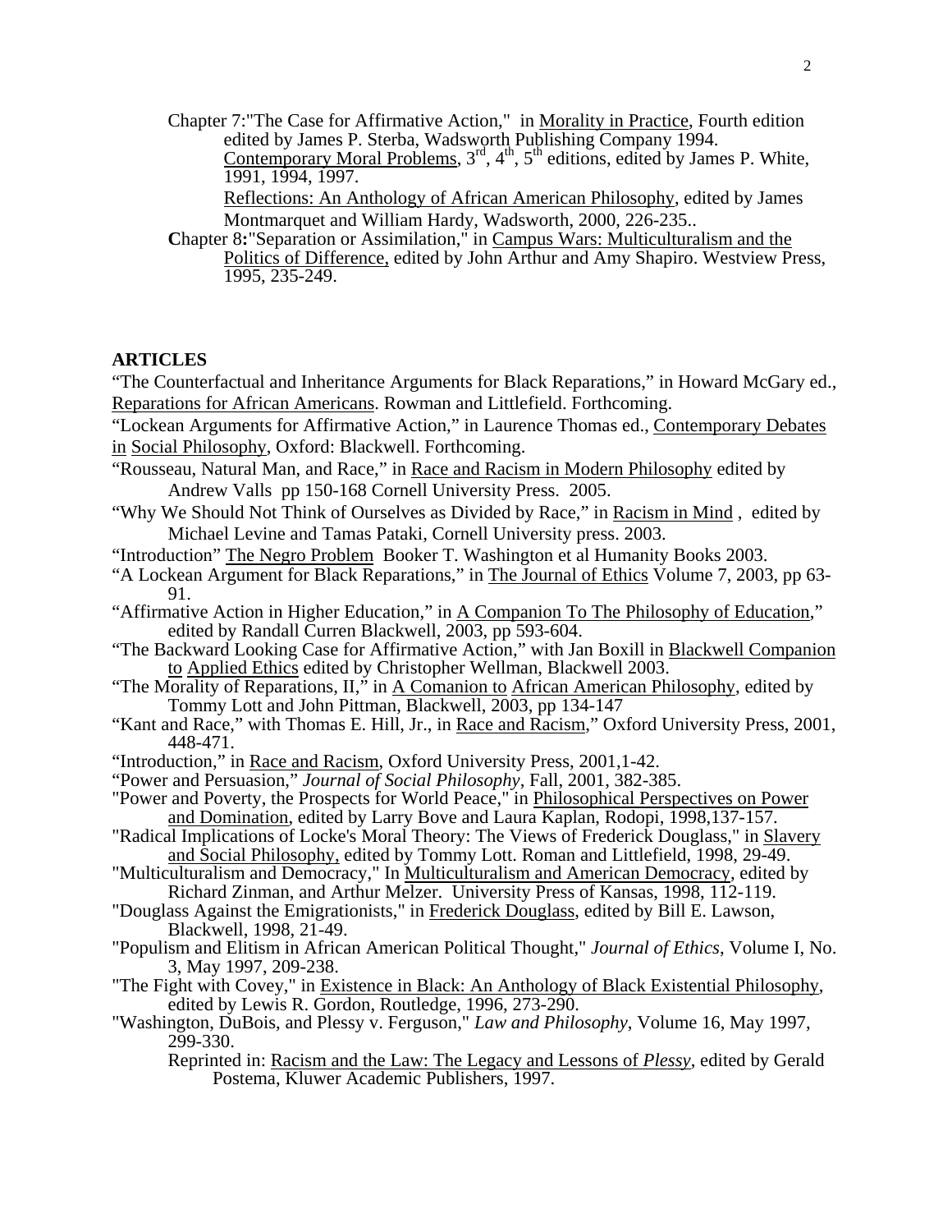Chapter 7:"The Case for Affirmative Action," in Morality in Practice, Fourth edition edited by James P. Sterba, Wadsworth Publishing Company 1994.
Contemporary Moral Problems, 3rd, 4th, 5th editions, edited by James P. White, 1991, 1994, 1997.
Reflections: An Anthology of African American Philosophy, edited by James Montmarquet and William Hardy, Wadsworth, 2000, 226-235..

**C**hapter 8**:**"Separation or Assimilation," in Campus Wars: Multiculturalism and the Politics of Difference, edited by John Arthur and Amy Shapiro. Westview Press, 1995, 235-249.

**ARTICLES**

"The Counterfactual and Inheritance Arguments for Black Reparations," in Howard McGary ed., Reparations for African Americans. Rowman and Littlefield. Forthcoming.

"Lockean Arguments for Affirmative Action," in Laurence Thomas ed., Contemporary Debates in Social Philosophy, Oxford: Blackwell. Forthcoming.

"Rousseau, Natural Man, and Race," in Race and Racism in Modern Philosophy edited by Andrew Valls pp 150-168 Cornell University Press. 2005.

"Why We Should Not Think of Ourselves as Divided by Race," in Racism in Mind , edited by Michael Levine and Tamas Pataki, Cornell University press. 2003.

"Introduction" The Negro Problem Booker T. Washington et al Humanity Books 2003.

"A Lockean Argument for Black Reparations," in The Journal of Ethics Volume 7, 2003, pp 63-91.

"Affirmative Action in Higher Education," in A Companion To The Philosophy of Education," edited by Randall Curren Blackwell, 2003, pp 593-604.

"The Backward Looking Case for Affirmative Action," with Jan Boxill in Blackwell Companion to Applied Ethics edited by Christopher Wellman, Blackwell 2003.

"The Morality of Reparations, II," in A Comanion to African American Philosophy, edited by Tommy Lott and John Pittman, Blackwell, 2003, pp 134-147

"Kant and Race," with Thomas E. Hill, Jr., in Race and Racism," Oxford University Press, 2001, 448-471.

"Introduction," in Race and Racism, Oxford University Press, 2001,1-42.

"Power and Persuasion," *Journal of Social Philosophy*, Fall, 2001, 382-385.

"Power and Poverty, the Prospects for World Peace," in Philosophical Perspectives on Power and Domination, edited by Larry Bove and Laura Kaplan, Rodopi, 1998,137-157.

"Radical Implications of Locke's Moral Theory: The Views of Frederick Douglass," in Slavery and Social Philosophy, edited by Tommy Lott. Roman and Littlefield, 1998, 29-49.

"Multiculturalism and Democracy," In Multiculturalism and American Democracy, edited by Richard Zinman, and Arthur Melzer. University Press of Kansas, 1998, 112-119.

"Douglass Against the Emigrationists," in Frederick Douglass, edited by Bill E. Lawson, Blackwell, 1998, 21-49.

"Populism and Elitism in African American Political Thought," *Journal of Ethics*, Volume I, No. 3, May 1997, 209-238.

"The Fight with Covey," in Existence in Black: An Anthology of Black Existential Philosophy, edited by Lewis R. Gordon, Routledge, 1996, 273-290.

"Washington, DuBois, and Plessy v. Ferguson," *Law and Philosophy*, Volume 16, May 1997, 299-330.
Reprinted in: Racism and the Law: The Legacy and Lessons of *Plessy*, edited by Gerald Postema, Kluwer Academic Publishers, 1997.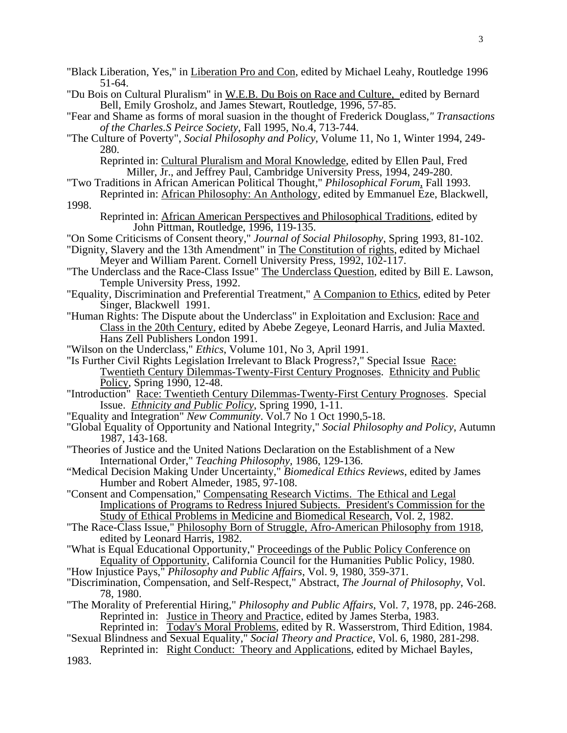"Black Liberation, Yes," in Liberation Pro and Con, edited by Michael Leahy, Routledge 1996 51-64.

"Du Bois on Cultural Pluralism" in W.E.B. Du Bois on Race and Culture, edited by Bernard Bell, Emily Grosholz, and James Stewart, Routledge, 1996, 57-85.

"Fear and Shame as forms of moral suasion in the thought of Frederick Douglass," *Transactions of the Charles.S Peirce Society*, Fall 1995, No.4, 713-744.

"The Culture of Poverty", *Social Philosophy and Policy*, Volume 11, No 1, Winter 1994, 249-280.

Reprinted in: Cultural Pluralism and Moral Knowledge, edited by Ellen Paul, Fred Miller, Jr., and Jeffrey Paul, Cambridge University Press, 1994, 249-280.

"Two Traditions in African American Political Thought," *Philosophical Forum*, Fall 1993.

Reprinted in: African Philosophy: An Anthology, edited by Emmanuel Eze, Blackwell, 1998.

Reprinted in: African American Perspectives and Philosophical Traditions, edited by John Pittman, Routledge, 1996, 119-135.

"On Some Criticisms of Consent theory," *Journal of Social Philosophy*, Spring 1993, 81-102.

"Dignity, Slavery and the 13th Amendment" in The Constitution of rights, edited by Michael Meyer and William Parent. Cornell University Press, 1992, 102-117.

"The Underclass and the Race-Class Issue" The Underclass Question, edited by Bill E. Lawson, Temple University Press, 1992.

"Equality, Discrimination and Preferential Treatment," A Companion to Ethics, edited by Peter Singer, Blackwell 1991.

"Human Rights: The Dispute about the Underclass" in Exploitation and Exclusion: Race and Class in the 20th Century, edited by Abebe Zegeye, Leonard Harris, and Julia Maxted. Hans Zell Publishers London 1991.

"Wilson on the Underclass," *Ethics*, Volume 101, No 3, April 1991.

"Is Further Civil Rights Legislation Irrelevant to Black Progress?," Special Issue Race: Twentieth Century Dilemmas-Twenty-First Century Prognoses. Ethnicity and Public Policy, Spring 1990, 12-48.

"Introduction" Race: Twentieth Century Dilemmas-Twenty-First Century Prognoses. Special Issue. *Ethnicity and Public Policy*, Spring 1990, 1-11.

"Equality and Integration" *New Community*. Vol.7 No 1 Oct 1990,5-18.

"Global Equality of Opportunity and National Integrity," *Social Philosophy and Policy*, Autumn 1987, 143-168.

"Theories of Justice and the United Nations Declaration on the Establishment of a New International Order," *Teaching Philosophy*, 1986, 129-136.

"Medical Decision Making Under Uncertainty," *Biomedical Ethics Reviews*, edited by James Humber and Robert Almeder, 1985, 97-108.

"Consent and Compensation," Compensating Research Victims. The Ethical and Legal Implications of Programs to Redress Injured Subjects. President's Commission for the Study of Ethical Problems in Medicine and Biomedical Research, Vol. 2, 1982.

"The Race-Class Issue," Philosophy Born of Struggle, Afro-American Philosophy from 1918, edited by Leonard Harris, 1982.

"What is Equal Educational Opportunity," Proceedings of the Public Policy Conference on Equality of Opportunity, California Council for the Humanities Public Policy, 1980.

"How Injustice Pays," *Philosophy and Public Affairs*, Vol. 9, 1980, 359-371.

"Discrimination, Compensation, and Self-Respect," Abstract, *The Journal of Philosophy*, Vol. 78, 1980.

"The Morality of Preferential Hiring," *Philosophy and Public Affairs*, Vol. 7, 1978, pp. 246-268.

Reprinted in: Justice in Theory and Practice, edited by James Sterba, 1983.

Reprinted in: Today's Moral Problems, edited by R. Wasserstrom, Third Edition, 1984.

"Sexual Blindness and Sexual Equality," *Social Theory and Practice*, Vol. 6, 1980, 281-298.

Reprinted in: Right Conduct: Theory and Applications, edited by Michael Bayles, 1983.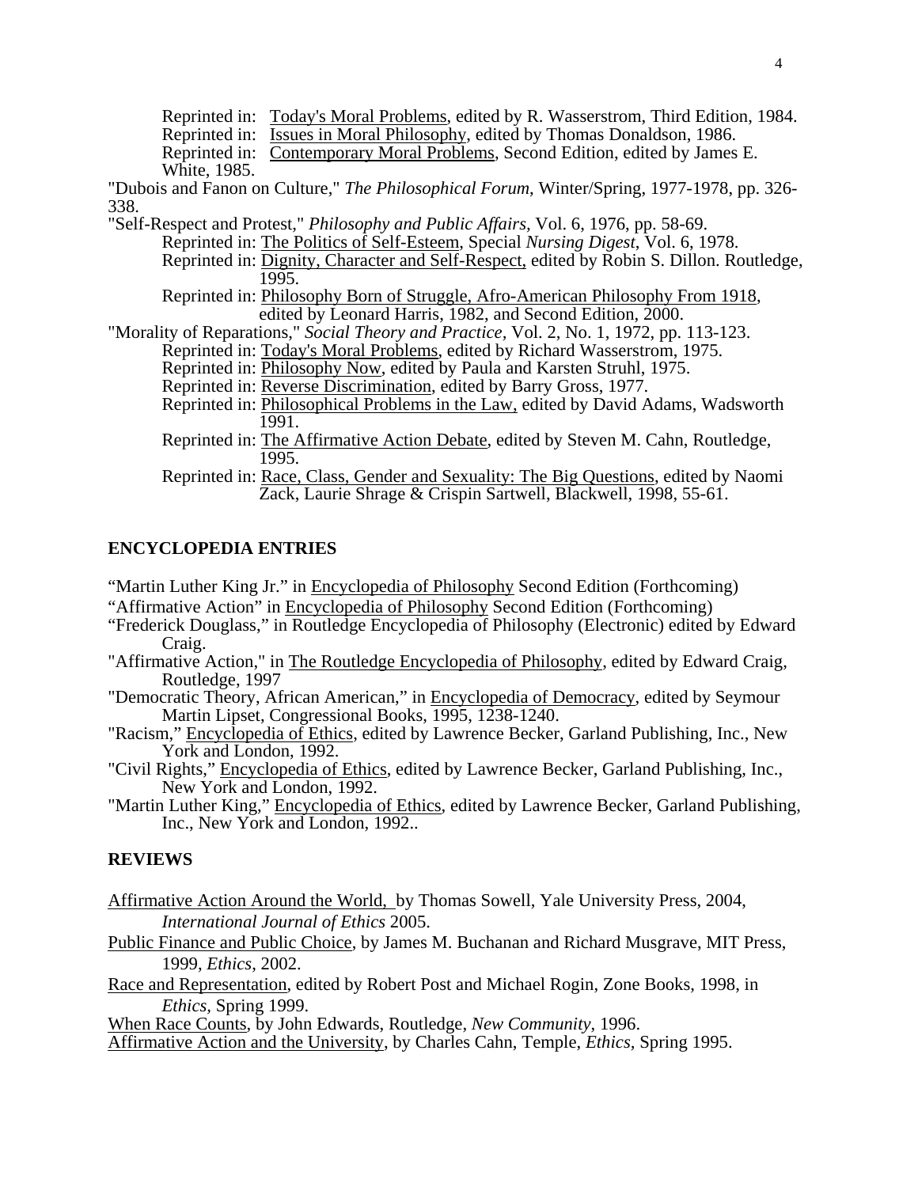Reprinted in: Today's Moral Problems, edited by R. Wasserstrom, Third Edition, 1984.
Reprinted in: Issues in Moral Philosophy, edited by Thomas Donaldson, 1986.
Reprinted in: Contemporary Moral Problems, Second Edition, edited by James E. White, 1985.

"Dubois and Fanon on Culture," *The Philosophical Forum*, Winter/Spring, 1977-1978, pp. 326-338.

"Self-Respect and Protest," *Philosophy and Public Affairs*, Vol. 6, 1976, pp. 58-69.
Reprinted in: The Politics of Self-Esteem, Special *Nursing Digest*, Vol. 6, 1978.
Reprinted in: Dignity, Character and Self-Respect, edited by Robin S. Dillon. Routledge, 1995.
Reprinted in: Philosophy Born of Struggle, Afro-American Philosophy From 1918, edited by Leonard Harris, 1982, and Second Edition, 2000.

"Morality of Reparations," *Social Theory and Practice*, Vol. 2, No. 1, 1972, pp. 113-123.
Reprinted in: Today's Moral Problems, edited by Richard Wasserstrom, 1975.
Reprinted in: Philosophy Now, edited by Paula and Karsten Struhl, 1975.
Reprinted in: Reverse Discrimination, edited by Barry Gross, 1977.
Reprinted in: Philosophical Problems in the Law, edited by David Adams, Wadsworth 1991.
Reprinted in: The Affirmative Action Debate, edited by Steven M. Cahn, Routledge, 1995.
Reprinted in: Race, Class, Gender and Sexuality: The Big Questions, edited by Naomi Zack, Laurie Shrage & Crispin Sartwell, Blackwell, 1998, 55-61.

## ENCYCLOPEDIA ENTRIES

"Martin Luther King Jr." in Encyclopedia of Philosophy Second Edition (Forthcoming)

"Affirmative Action" in Encyclopedia of Philosophy Second Edition (Forthcoming)

"Frederick Douglass," in Routledge Encyclopedia of Philosophy (Electronic) edited by Edward Craig.

"Affirmative Action," in The Routledge Encyclopedia of Philosophy, edited by Edward Craig, Routledge, 1997

"Democratic Theory, African American," in Encyclopedia of Democracy, edited by Seymour Martin Lipset, Congressional Books, 1995, 1238-1240.

"Racism," Encyclopedia of Ethics, edited by Lawrence Becker, Garland Publishing, Inc., New York and London, 1992.

"Civil Rights," Encyclopedia of Ethics, edited by Lawrence Becker, Garland Publishing, Inc., New York and London, 1992.

"Martin Luther King," Encyclopedia of Ethics, edited by Lawrence Becker, Garland Publishing, Inc., New York and London, 1992..

## REVIEWS

Affirmative Action Around the World, by Thomas Sowell, Yale University Press, 2004, *International Journal of Ethics* 2005.

Public Finance and Public Choice, by James M. Buchanan and Richard Musgrave, MIT Press, 1999, *Ethics*, 2002.

Race and Representation, edited by Robert Post and Michael Rogin, Zone Books, 1998, in *Ethics*, Spring 1999.

When Race Counts, by John Edwards, Routledge, *New Community*, 1996.

Affirmative Action and the University, by Charles Cahn, Temple, *Ethics*, Spring 1995.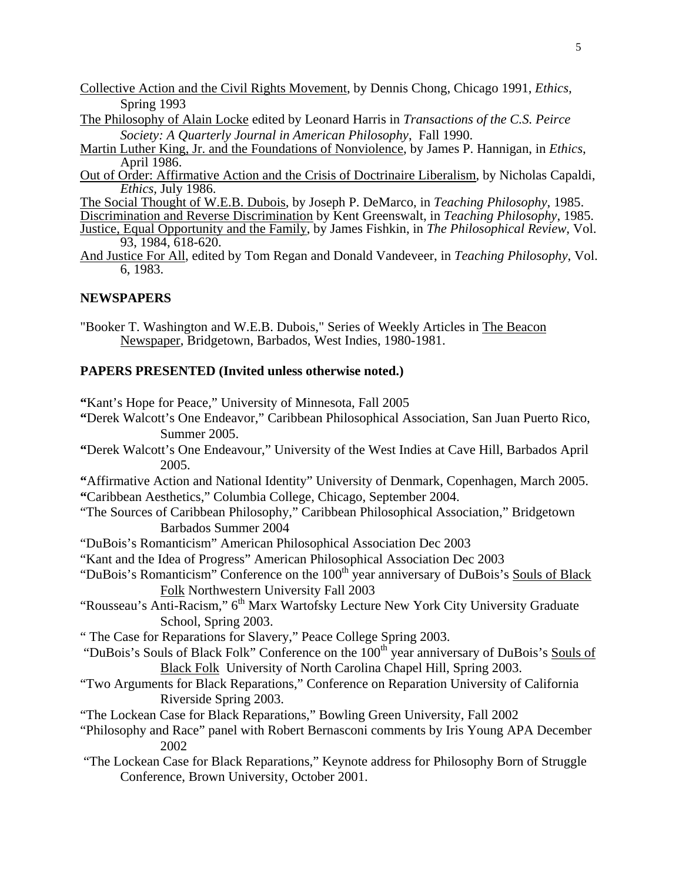Collective Action and the Civil Rights Movement, by Dennis Chong, Chicago 1991, *Ethics*, Spring 1993

The Philosophy of Alain Locke edited by Leonard Harris in *Transactions of the C.S. Peirce Society: A Quarterly Journal in American Philosophy*, Fall 1990.

Martin Luther King, Jr. and the Foundations of Nonviolence, by James P. Hannigan, in *Ethics*, April 1986.

Out of Order: Affirmative Action and the Crisis of Doctrinaire Liberalism, by Nicholas Capaldi, *Ethics*, July 1986.

The Social Thought of W.E.B. Dubois, by Joseph P. DeMarco, in *Teaching Philosophy*, 1985.

Discrimination and Reverse Discrimination by Kent Greenswalt, in *Teaching Philosophy*, 1985.

Justice, Equal Opportunity and the Family, by James Fishkin, in *The Philosophical Review*, Vol. 93, 1984, 618-620.

And Justice For All, edited by Tom Regan and Donald Vandeveer, in *Teaching Philosophy*, Vol. 6, 1983.

**NEWSPAPERS**

"Booker T. Washington and W.E.B. Dubois," Series of Weekly Articles in The Beacon Newspaper, Bridgetown, Barbados, West Indies, 1980-1981.

**PAPERS PRESENTED (Invited unless otherwise noted.)**

"Kant's Hope for Peace," University of Minnesota, Fall 2005

"Derek Walcott's One Endeavor," Caribbean Philosophical Association, San Juan Puerto Rico, Summer 2005.

"Derek Walcott's One Endeavour," University of the West Indies at Cave Hill, Barbados April 2005.

"Affirmative Action and National Identity" University of Denmark, Copenhagen, March 2005.

"Caribbean Aesthetics," Columbia College, Chicago, September 2004.

"The Sources of Caribbean Philosophy," Caribbean Philosophical Association," Bridgetown Barbados Summer 2004

"DuBois's Romanticism" American Philosophical Association Dec 2003

"Kant and the Idea of Progress" American Philosophical Association Dec 2003

"DuBois's Romanticism" Conference on the 100th year anniversary of DuBois's Souls of Black Folk Northwestern University Fall 2003

"Rousseau's Anti-Racism," 6th Marx Wartofsky Lecture New York City University Graduate School, Spring 2003.

" The Case for Reparations for Slavery," Peace College Spring 2003.

"DuBois's Souls of Black Folk" Conference on the 100th year anniversary of DuBois's Souls of Black Folk University of North Carolina Chapel Hill, Spring 2003.

"Two Arguments for Black Reparations," Conference on Reparation University of California Riverside Spring 2003.

"The Lockean Case for Black Reparations," Bowling Green University, Fall 2002

"Philosophy and Race" panel with Robert Bernasconi comments by Iris Young APA December 2002

"The Lockean Case for Black Reparations," Keynote address for Philosophy Born of Struggle Conference, Brown University, October 2001.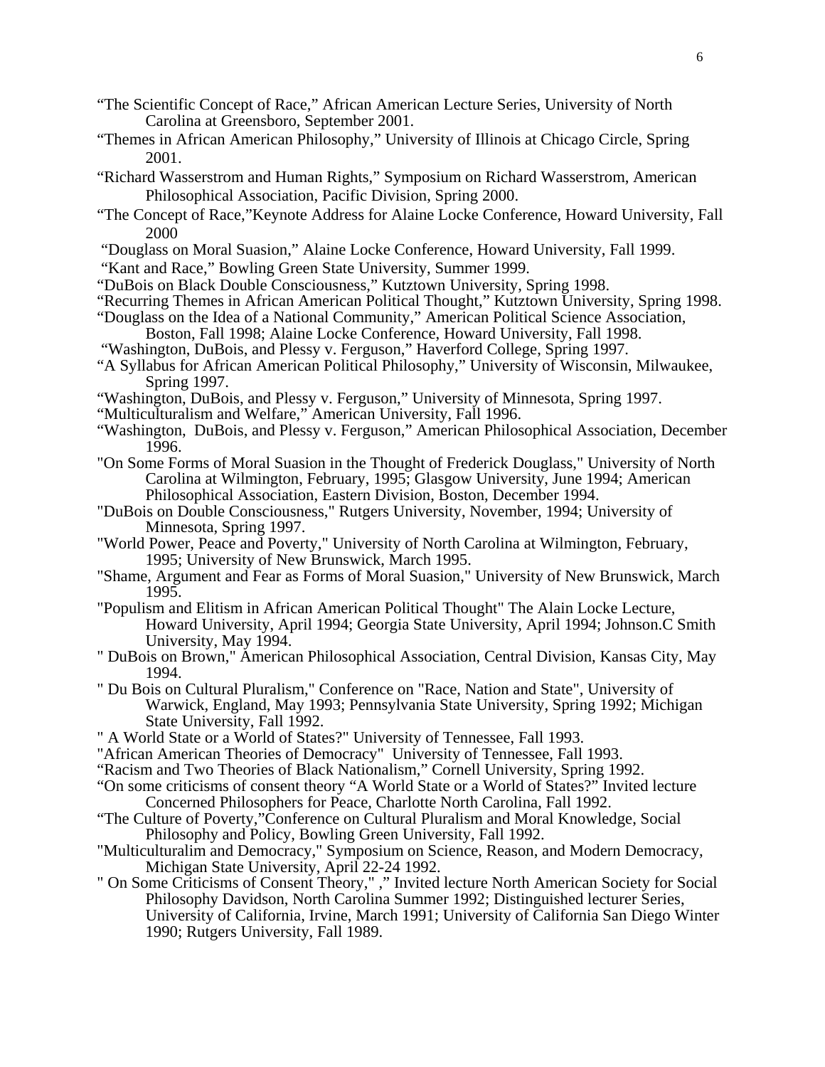"The Scientific Concept of Race," African American Lecture Series, University of North Carolina at Greensboro, September 2001.

"Themes in African American Philosophy," University of Illinois at Chicago Circle, Spring 2001.

"Richard Wasserstrom and Human Rights," Symposium on Richard Wasserstrom, American Philosophical Association, Pacific Division, Spring 2000.

"The Concept of Race,"Keynote Address for Alaine Locke Conference, Howard University, Fall 2000

"Douglass on Moral Suasion," Alaine Locke Conference, Howard University, Fall 1999.

"Kant and Race," Bowling Green State University, Summer 1999.

"DuBois on Black Double Consciousness," Kutztown University, Spring 1998.

"Recurring Themes in African American Political Thought," Kutztown University, Spring 1998.

"Douglass on the Idea of a National Community," American Political Science Association, Boston, Fall 1998; Alaine Locke Conference, Howard University, Fall 1998.

"Washington, DuBois, and Plessy v. Ferguson," Haverford College, Spring 1997.

"A Syllabus for African American Political Philosophy," University of Wisconsin, Milwaukee, Spring 1997.

"Washington, DuBois, and Plessy v. Ferguson," University of Minnesota, Spring 1997.

"Multiculturalism and Welfare," American University, Fall 1996.

"Washington, DuBois, and Plessy v. Ferguson," American Philosophical Association, December 1996.

"On Some Forms of Moral Suasion in the Thought of Frederick Douglass," University of North Carolina at Wilmington, February, 1995; Glasgow University, June 1994; American Philosophical Association, Eastern Division, Boston, December 1994.

"DuBois on Double Consciousness," Rutgers University, November, 1994; University of Minnesota, Spring 1997.

"World Power, Peace and Poverty," University of North Carolina at Wilmington, February, 1995; University of New Brunswick, March 1995.

"Shame, Argument and Fear as Forms of Moral Suasion," University of New Brunswick, March 1995.

"Populism and Elitism in African American Political Thought" The Alain Locke Lecture, Howard University, April 1994; Georgia State University, April 1994; Johnson.C Smith University, May 1994.

" DuBois on Brown," American Philosophical Association, Central Division, Kansas City, May 1994.

" Du Bois on Cultural Pluralism," Conference on "Race, Nation and State", University of Warwick, England, May 1993; Pennsylvania State University, Spring 1992; Michigan State University, Fall 1992.

" A World State or a World of States?" University of Tennessee, Fall 1993.

"African American Theories of Democracy" University of Tennessee, Fall 1993.

"Racism and Two Theories of Black Nationalism," Cornell University, Spring 1992.

"On some criticisms of consent theory "A World State or a World of States?" Invited lecture Concerned Philosophers for Peace, Charlotte North Carolina, Fall 1992.

"The Culture of Poverty,"Conference on Cultural Pluralism and Moral Knowledge, Social Philosophy and Policy, Bowling Green University, Fall 1992.

"Multiculturalim and Democracy," Symposium on Science, Reason, and Modern Democracy, Michigan State University, April 22-24 1992.

" On Some Criticisms of Consent Theory," ," Invited lecture North American Society for Social Philosophy Davidson, North Carolina Summer 1992; Distinguished lecturer Series, University of California, Irvine, March 1991; University of California San Diego Winter 1990; Rutgers University, Fall 1989.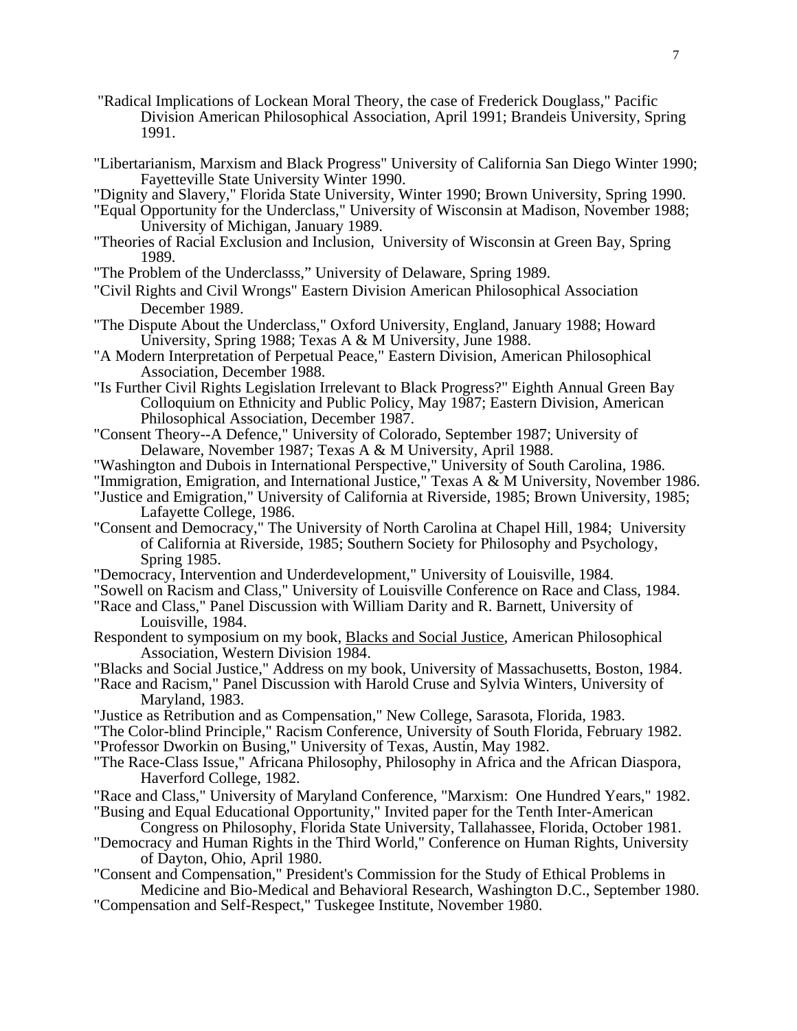"Radical Implications of Lockean Moral Theory, the case of Frederick Douglass," Pacific Division American Philosophical Association, April 1991; Brandeis University, Spring 1991.

"Libertarianism, Marxism and Black Progress" University of California San Diego Winter 1990; Fayetteville State University Winter 1990.

"Dignity and Slavery," Florida State University, Winter 1990; Brown University, Spring 1990.

"Equal Opportunity for the Underclass," University of Wisconsin at Madison, November 1988; University of Michigan, January 1989.

"Theories of Racial Exclusion and Inclusion, University of Wisconsin at Green Bay, Spring 1989.

"The Problem of the Underclasss," University of Delaware, Spring 1989.

"Civil Rights and Civil Wrongs" Eastern Division American Philosophical Association December 1989.

"The Dispute About the Underclass," Oxford University, England, January 1988; Howard University, Spring 1988; Texas A & M University, June 1988.

"A Modern Interpretation of Perpetual Peace," Eastern Division, American Philosophical Association, December 1988.

"Is Further Civil Rights Legislation Irrelevant to Black Progress?" Eighth Annual Green Bay Colloquium on Ethnicity and Public Policy, May 1987; Eastern Division, American Philosophical Association, December 1987.

"Consent Theory--A Defence," University of Colorado, September 1987; University of Delaware, November 1987; Texas A & M University, April 1988.

"Washington and Dubois in International Perspective," University of South Carolina, 1986.

"Immigration, Emigration, and International Justice," Texas A & M University, November 1986.

"Justice and Emigration," University of California at Riverside, 1985; Brown University, 1985; Lafayette College, 1986.

"Consent and Democracy," The University of North Carolina at Chapel Hill, 1984; University of California at Riverside, 1985; Southern Society for Philosophy and Psychology, Spring 1985.

"Democracy, Intervention and Underdevelopment," University of Louisville, 1984.

"Sowell on Racism and Class," University of Louisville Conference on Race and Class, 1984.

"Race and Class," Panel Discussion with William Darity and R. Barnett, University of Louisville, 1984.

Respondent to symposium on my book, Blacks and Social Justice, American Philosophical Association, Western Division 1984.

"Blacks and Social Justice," Address on my book, University of Massachusetts, Boston, 1984.

"Race and Racism," Panel Discussion with Harold Cruse and Sylvia Winters, University of Maryland, 1983.

"Justice as Retribution and as Compensation," New College, Sarasota, Florida, 1983.

"The Color-blind Principle," Racism Conference, University of South Florida, February 1982.

"Professor Dworkin on Busing," University of Texas, Austin, May 1982.

"The Race-Class Issue," Africana Philosophy, Philosophy in Africa and the African Diaspora, Haverford College, 1982.

"Race and Class," University of Maryland Conference, "Marxism: One Hundred Years," 1982.

"Busing and Equal Educational Opportunity," Invited paper for the Tenth Inter-American Congress on Philosophy, Florida State University, Tallahassee, Florida, October 1981.

"Democracy and Human Rights in the Third World," Conference on Human Rights, University of Dayton, Ohio, April 1980.

"Consent and Compensation," President's Commission for the Study of Ethical Problems in Medicine and Bio-Medical and Behavioral Research, Washington D.C., September 1980.

"Compensation and Self-Respect," Tuskegee Institute, November 1980.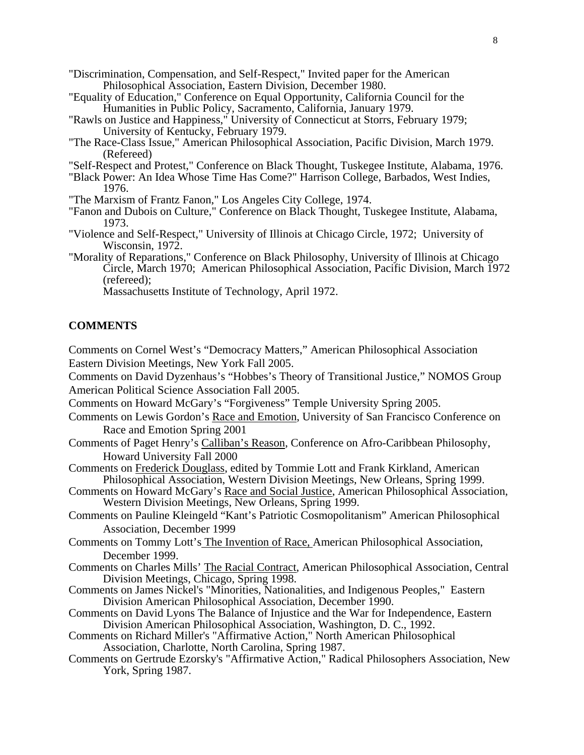"Discrimination, Compensation, and Self-Respect," Invited paper for the American Philosophical Association, Eastern Division, December 1980.

"Equality of Education," Conference on Equal Opportunity, California Council for the Humanities in Public Policy, Sacramento, California, January 1979.

"Rawls on Justice and Happiness," University of Connecticut at Storrs, February 1979; University of Kentucky, February 1979.

"The Race-Class Issue," American Philosophical Association, Pacific Division, March 1979. (Refereed)

"Self-Respect and Protest," Conference on Black Thought, Tuskegee Institute, Alabama, 1976.

"Black Power: An Idea Whose Time Has Come?" Harrison College, Barbados, West Indies, 1976.

"The Marxism of Frantz Fanon," Los Angeles City College, 1974.

"Fanon and Dubois on Culture," Conference on Black Thought, Tuskegee Institute, Alabama, 1973.

"Violence and Self-Respect," University of Illinois at Chicago Circle, 1972; University of Wisconsin, 1972.

"Morality of Reparations," Conference on Black Philosophy, University of Illinois at Chicago Circle, March 1970; American Philosophical Association, Pacific Division, March 1972 (refereed);
Massachusetts Institute of Technology, April 1972.

**COMMENTS**

Comments on Cornel West's "Democracy Matters," American Philosophical Association Eastern Division Meetings, New York Fall 2005.

Comments on David Dyzenhaus's "Hobbes's Theory of Transitional Justice," NOMOS Group American Political Science Association Fall 2005.

Comments on Howard McGary's "Forgiveness" Temple University Spring 2005.

Comments on Lewis Gordon's Race and Emotion, University of San Francisco Conference on Race and Emotion Spring 2001

Comments of Paget Henry's Calliban's Reason, Conference on Afro-Caribbean Philosophy, Howard University Fall 2000

Comments on Frederick Douglass, edited by Tommie Lott and Frank Kirkland, American Philosophical Association, Western Division Meetings, New Orleans, Spring 1999.

Comments on Howard McGary's Race and Social Justice, American Philosophical Association, Western Division Meetings, New Orleans, Spring 1999.

Comments on Pauline Kleingeld "Kant's Patriotic Cosmopolitanism" American Philosophical Association, December 1999

Comments on Tommy Lott's The Invention of Race, American Philosophical Association, December 1999.

Comments on Charles Mills' The Racial Contract, American Philosophical Association, Central Division Meetings, Chicago, Spring 1998.

Comments on James Nickel's "Minorities, Nationalities, and Indigenous Peoples," Eastern Division American Philosophical Association, December 1990.

Comments on David Lyons The Balance of Injustice and the War for Independence, Eastern Division American Philosophical Association, Washington, D. C., 1992.

Comments on Richard Miller's "Affirmative Action," North American Philosophical Association, Charlotte, North Carolina, Spring 1987.

Comments on Gertrude Ezorsky's "Affirmative Action," Radical Philosophers Association, New York, Spring 1987.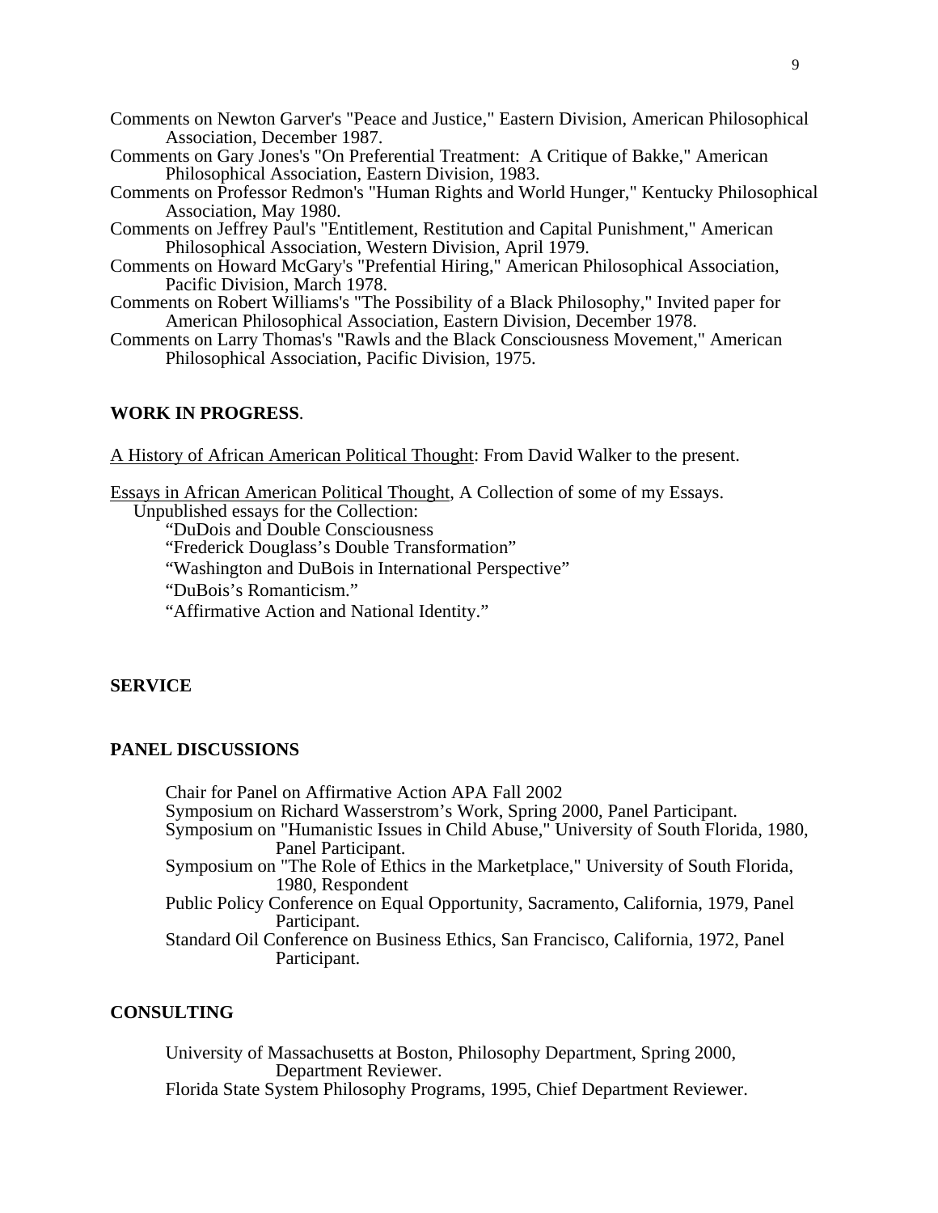Comments on Newton Garver's "Peace and Justice," Eastern Division, American Philosophical Association, December 1987.

Comments on Gary Jones's "On Preferential Treatment: A Critique of Bakke," American Philosophical Association, Eastern Division, 1983.

Comments on Professor Redmon's "Human Rights and World Hunger," Kentucky Philosophical Association, May 1980.

Comments on Jeffrey Paul's "Entitlement, Restitution and Capital Punishment," American Philosophical Association, Western Division, April 1979.

Comments on Howard McGary's "Prefential Hiring," American Philosophical Association, Pacific Division, March 1978.

Comments on Robert Williams's "The Possibility of a Black Philosophy," Invited paper for American Philosophical Association, Eastern Division, December 1978.

Comments on Larry Thomas's "Rawls and the Black Consciousness Movement," American Philosophical Association, Pacific Division, 1975.

**WORK IN PROGRESS**.

A History of African American Political Thought: From David Walker to the present.

Essays in African American Political Thought, A Collection of some of my Essays.

Unpublished essays for the Collection:

“DuDois and Double Consciousness

“Frederick Douglass’s Double Transformation”

“Washington and DuBois in International Perspective”

“DuBois’s Romanticism.”

“Affirmative Action and National Identity.”

**SERVICE**

**PANEL DISCUSSIONS**

Chair for Panel on Affirmative Action APA Fall 2002

Symposium on Richard Wasserstrom’s Work, Spring 2000, Panel Participant.

Symposium on "Humanistic Issues in Child Abuse," University of South Florida, 1980, Panel Participant.

Symposium on "The Role of Ethics in the Marketplace," University of South Florida, 1980, Respondent

Public Policy Conference on Equal Opportunity, Sacramento, California, 1979, Panel Participant.

Standard Oil Conference on Business Ethics, San Francisco, California, 1972, Panel Participant.

**CONSULTING**

University of Massachusetts at Boston, Philosophy Department, Spring 2000, Department Reviewer.

Florida State System Philosophy Programs, 1995, Chief Department Reviewer.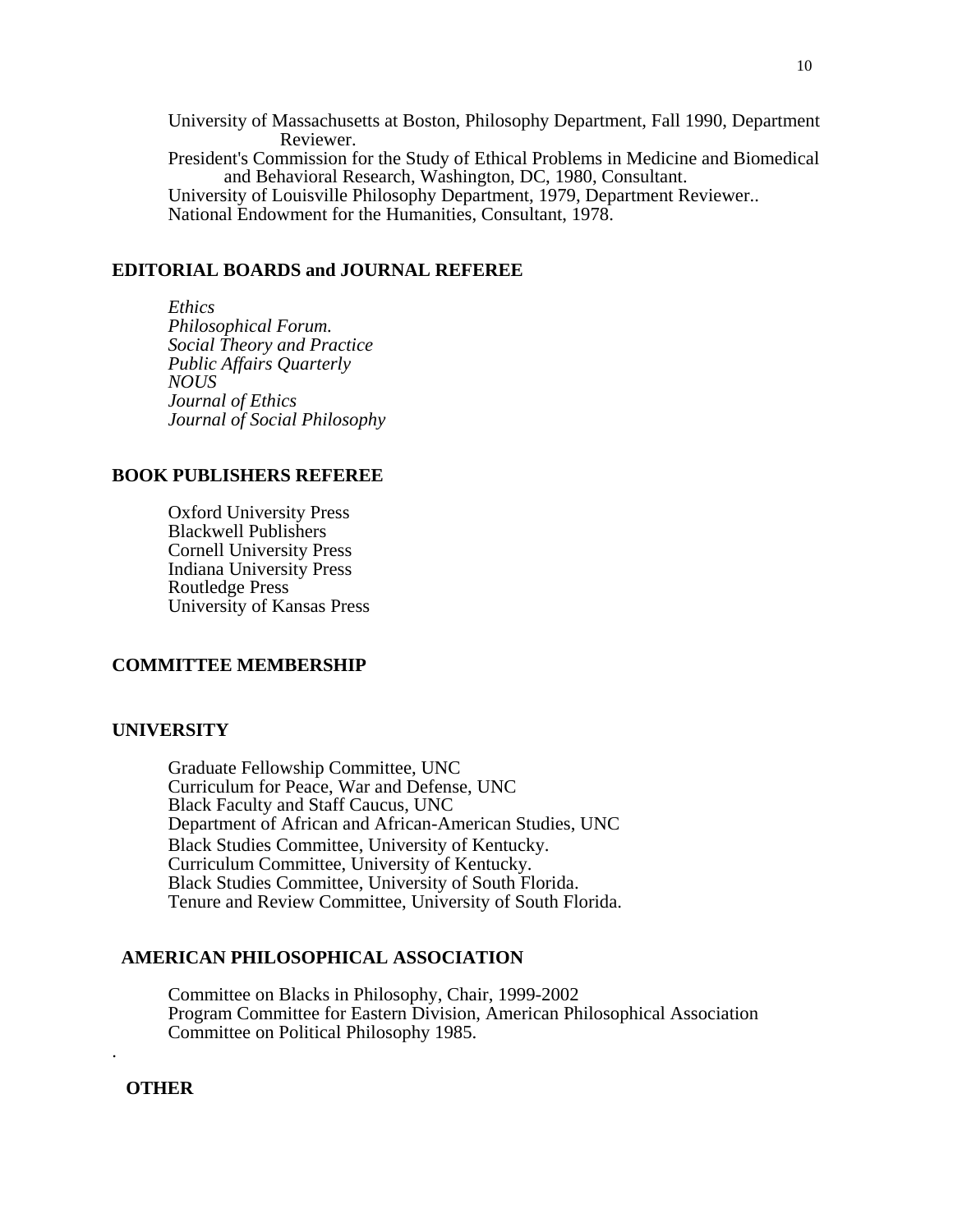University of Massachusetts at Boston, Philosophy Department, Fall 1990, Department Reviewer.
President's Commission for the Study of Ethical Problems in Medicine and Biomedical and Behavioral Research, Washington, DC, 1980, Consultant.
University of Louisville Philosophy Department, 1979, Department Reviewer..
National Endowment for the Humanities, Consultant, 1978.

## EDITORIAL BOARDS and JOURNAL REFEREE

*Ethics*
*Philosophical Forum.*
*Social Theory and Practice*
*Public Affairs Quarterly*
*NOUS*
*Journal of Ethics*
*Journal of Social Philosophy*

## BOOK PUBLISHERS REFEREE

Oxford University Press
Blackwell Publishers
Cornell University Press
Indiana University Press
Routledge Press
University of Kansas Press

## COMMITTEE MEMBERSHIP

### UNIVERSITY

Graduate Fellowship Committee, UNC
Curriculum for Peace, War and Defense, UNC
Black Faculty and Staff Caucus, UNC
Department of African and African-American Studies, UNC
Black Studies Committee, University of Kentucky.
Curriculum Committee, University of Kentucky.
Black Studies Committee, University of South Florida.
Tenure and Review Committee, University of South Florida.

### AMERICAN PHILOSOPHICAL ASSOCIATION

Committee on Blacks in Philosophy, Chair, 1999-2002
Program Committee for Eastern Division, American Philosophical Association
Committee on Political Philosophy 1985.

.

### OTHER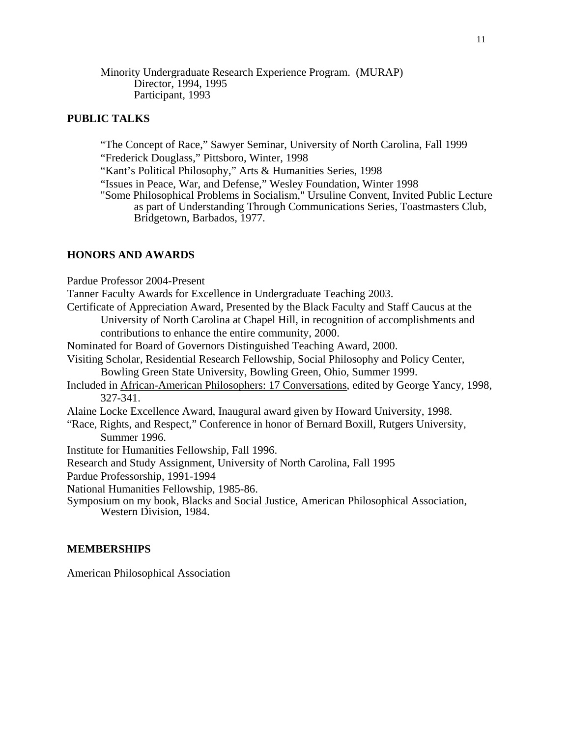Minority Undergraduate Research Experience Program. (MURAP)
Director, 1994, 1995
Participant, 1993

## PUBLIC TALKS

"The Concept of Race," Sawyer Seminar, University of North Carolina, Fall 1999
"Frederick Douglass," Pittsboro, Winter, 1998
"Kant's Political Philosophy," Arts & Humanities Series, 1998
"Issues in Peace, War, and Defense," Wesley Foundation, Winter 1998
"Some Philosophical Problems in Socialism," Ursuline Convent, Invited Public Lecture as part of Understanding Through Communications Series, Toastmasters Club, Bridgetown, Barbados, 1977.

## HONORS AND AWARDS

Pardue Professor 2004-Present
Tanner Faculty Awards for Excellence in Undergraduate Teaching 2003.
Certificate of Appreciation Award, Presented by the Black Faculty and Staff Caucus at the University of North Carolina at Chapel Hill, in recognition of accomplishments and contributions to enhance the entire community, 2000.
Nominated for Board of Governors Distinguished Teaching Award, 2000.
Visiting Scholar, Residential Research Fellowship, Social Philosophy and Policy Center, Bowling Green State University, Bowling Green, Ohio, Summer 1999.
Included in African-American Philosophers: 17 Conversations, edited by George Yancy, 1998, 327-341.
Alaine Locke Excellence Award, Inaugural award given by Howard University, 1998.
"Race, Rights, and Respect," Conference in honor of Bernard Boxill, Rutgers University, Summer 1996.
Institute for Humanities Fellowship, Fall 1996.
Research and Study Assignment, University of North Carolina, Fall 1995
Pardue Professorship, 1991-1994
National Humanities Fellowship, 1985-86.
Symposium on my book, Blacks and Social Justice, American Philosophical Association, Western Division, 1984.

## MEMBERSHIPS

American Philosophical Association